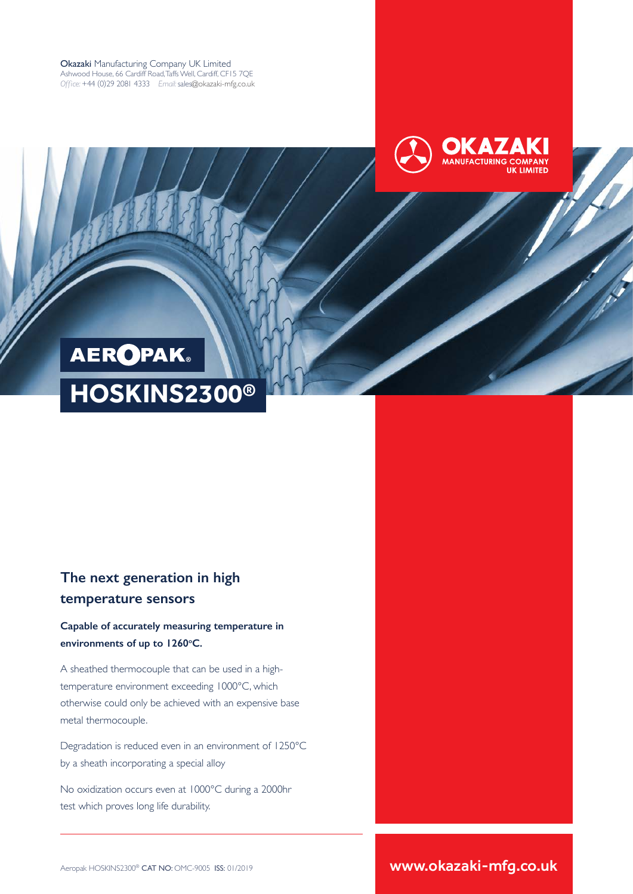**Okazaki** Manufacturing Company UK Limited
Ashwood House, 66 Cardiff Road, Taffs Well, Cardiff, CF15 7QE
*Office:* +44 (0)29 2081 4333 *Email:* sales@okazaki-mfg.co.uk

OKAZAKI
MANUFACTURING COMPANY
UK LIMITED

# AEROPAK®

# HOSKINS2300®

## The next generation in high temperature sensors

**Capable of accurately measuring temperature in environments of up to 1260°C.**

A sheathed thermocouple that can be used in a high-temperature environment exceeding 1000°C, which otherwise could only be achieved with an expensive base metal thermocouple.

Degradation is reduced even in an environment of 1250°C by a sheath incorporating a special alloy

No oxidization occurs even at 1000°C during a 2000hr test which proves long life durability.

Aeropak HOSKINS2300® **CAT NO:** OMC-9005 **ISS:** 01/2019

**www.okazaki-mfg.co.uk**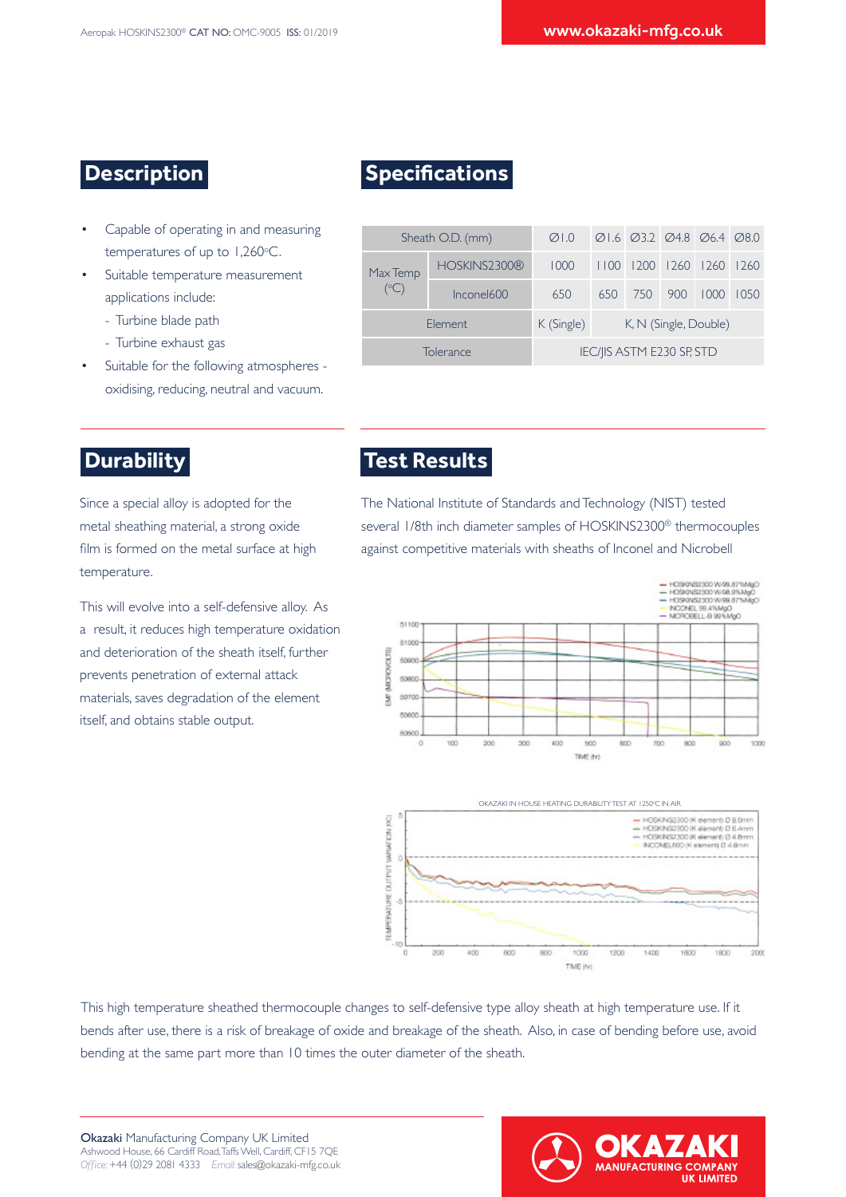## Description

- Capable of operating in and measuring temperatures of up to 1,260°C.
- Suitable temperature measurement applications include:
  - Turbine blade path
  - Turbine exhaust gas
- Suitable for the following atmospheres - oxidising, reducing, neutral and vacuum.

## Specifications

| Sheath O.D. (mm) | | Ø1.0 | Ø1.6 | Ø3.2 | Ø4.8 | Ø6.4 | Ø8.0 |
|---|---|---|---|---|---|---|---|
| Max Temp (°C) | HOSKINS2300® | 1000 | 1100 | 1200 | 1260 | 1260 | 1260 |
| | Inconel600 | 650 | 650 | 750 | 900 | 1000 | 1050 |
| Element | | K (Single) | K, N (Single, Double) | | | | |
| Tolerance | | IEC/JIS ASTM E230 SP, STD | | | | | |

## Durability

Since a special alloy is adopted for the metal sheathing material, a strong oxide film is formed on the metal surface at high temperature.

This will evolve into a self-defensive alloy. As a result, it reduces high temperature oxidation and deterioration of the sheath itself, further prevents penetration of external attack materials, saves degradation of the element itself, and obtains stable output.

## Test Results

The National Institute of Standards and Technology (NIST) tested several 1/8th inch diameter samples of HOSKINS2300® thermocouples against competitive materials with sheaths of Inconel and Nicrobell

HOSKINS2300 W/99.87%MgO
HOSKINS2300 W/98.9%MgO
HOSKINS2300 W/99.87%MgO
INCONEL 99.4%MgO
NICROBELL-B 99%MgO

EMF (MICROVOLTS)
51100
51000
50900
50800
50700
50600
50500
0 100 200 300 400 500 600 700 800 900 1000
TIME (hr)

OKAZAKI IN HOUSE HEATING DURABILITY TEST AT 1250°C IN AIR

HOSKINS2300 (K element) Ø 8.0mm
HOSKINS2300 (K element) Ø 6.4mm
HOSKINS2300 (K element) Ø 4.8mm
INCONEL600 (K element) Ø 4.8mm

TEMPERATURE OUTPUT VARIATION (°C)
5
0
-5
-10
0 200 400 600 800 1000 1200 1400 1600 1800 2000
TIME (hr)

This high temperature sheathed thermocouple changes to self-defensive type alloy sheath at high temperature use. If it bends after use, there is a risk of breakage of oxide and breakage of the sheath. Also, in case of bending before use, avoid bending at the same part more than 10 times the outer diameter of the sheath.

**Okazaki** Manufacturing Company UK Limited
Ashwood House, 66 Cardiff Road, Taffs Well, Cardiff, CF15 7QE
*Office:* +44 (0)29 2081 4333 *Email:* sales@okazaki-mfg.co.uk

OKAZAKI MANUFACTURING COMPANY UK LIMITED